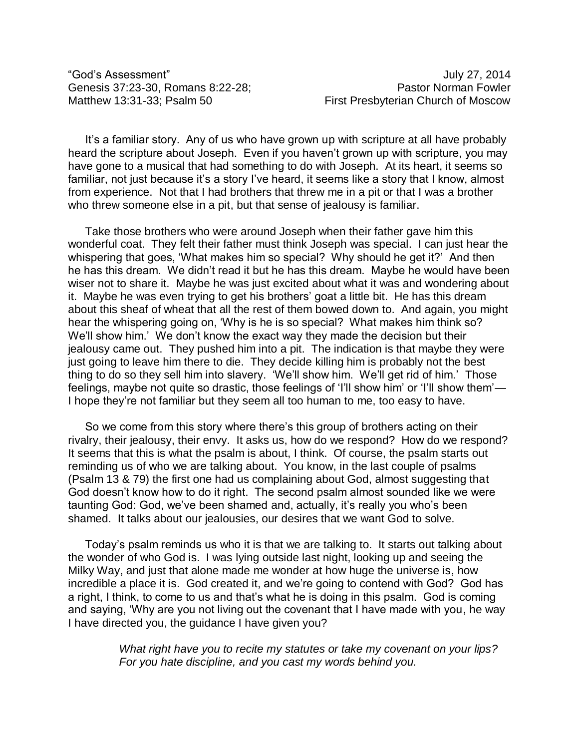"God's Assessment"
Genesis 37:23-30, Romans 8:22-28;
Matthew 13:31-33; Psalm 50

July 27, 2014
Pastor Norman Fowler
First Presbyterian Church of Moscow

It's a familiar story. Any of us who have grown up with scripture at all have probably heard the scripture about Joseph. Even if you haven't grown up with scripture, you may have gone to a musical that had something to do with Joseph. At its heart, it seems so familiar, not just because it's a story I've heard, it seems like a story that I know, almost from experience. Not that I had brothers that threw me in a pit or that I was a brother who threw someone else in a pit, but that sense of jealousy is familiar.

Take those brothers who were around Joseph when their father gave him this wonderful coat. They felt their father must think Joseph was special. I can just hear the whispering that goes, 'What makes him so special? Why should he get it?' And then he has this dream. We didn't read it but he has this dream. Maybe he would have been wiser not to share it. Maybe he was just excited about what it was and wondering about it. Maybe he was even trying to get his brothers' goat a little bit. He has this dream about this sheaf of wheat that all the rest of them bowed down to. And again, you might hear the whispering going on, 'Why is he is so special? What makes him think so? We'll show him.' We don't know the exact way they made the decision but their jealousy came out. They pushed him into a pit. The indication is that maybe they were just going to leave him there to die. They decide killing him is probably not the best thing to do so they sell him into slavery. 'We'll show him. We'll get rid of him.' Those feelings, maybe not quite so drastic, those feelings of 'I'll show him' or 'I'll show them'— I hope they're not familiar but they seem all too human to me, too easy to have.

So we come from this story where there's this group of brothers acting on their rivalry, their jealousy, their envy. It asks us, how do we respond? How do we respond? It seems that this is what the psalm is about, I think. Of course, the psalm starts out reminding us of who we are talking about. You know, in the last couple of psalms (Psalm 13 & 79) the first one had us complaining about God, almost suggesting that God doesn't know how to do it right. The second psalm almost sounded like we were taunting God: God, we've been shamed and, actually, it's really you who's been shamed. It talks about our jealousies, our desires that we want God to solve.

Today's psalm reminds us who it is that we are talking to. It starts out talking about the wonder of who God is. I was lying outside last night, looking up and seeing the Milky Way, and just that alone made me wonder at how huge the universe is, how incredible a place it is. God created it, and we're going to contend with God? God has a right, I think, to come to us and that's what he is doing in this psalm. God is coming and saying, 'Why are you not living out the covenant that I have made with you, he way I have directed you, the guidance I have given you?

> *What right have you to recite my statutes or take my covenant on your lips? For you hate discipline, and you cast my words behind you.*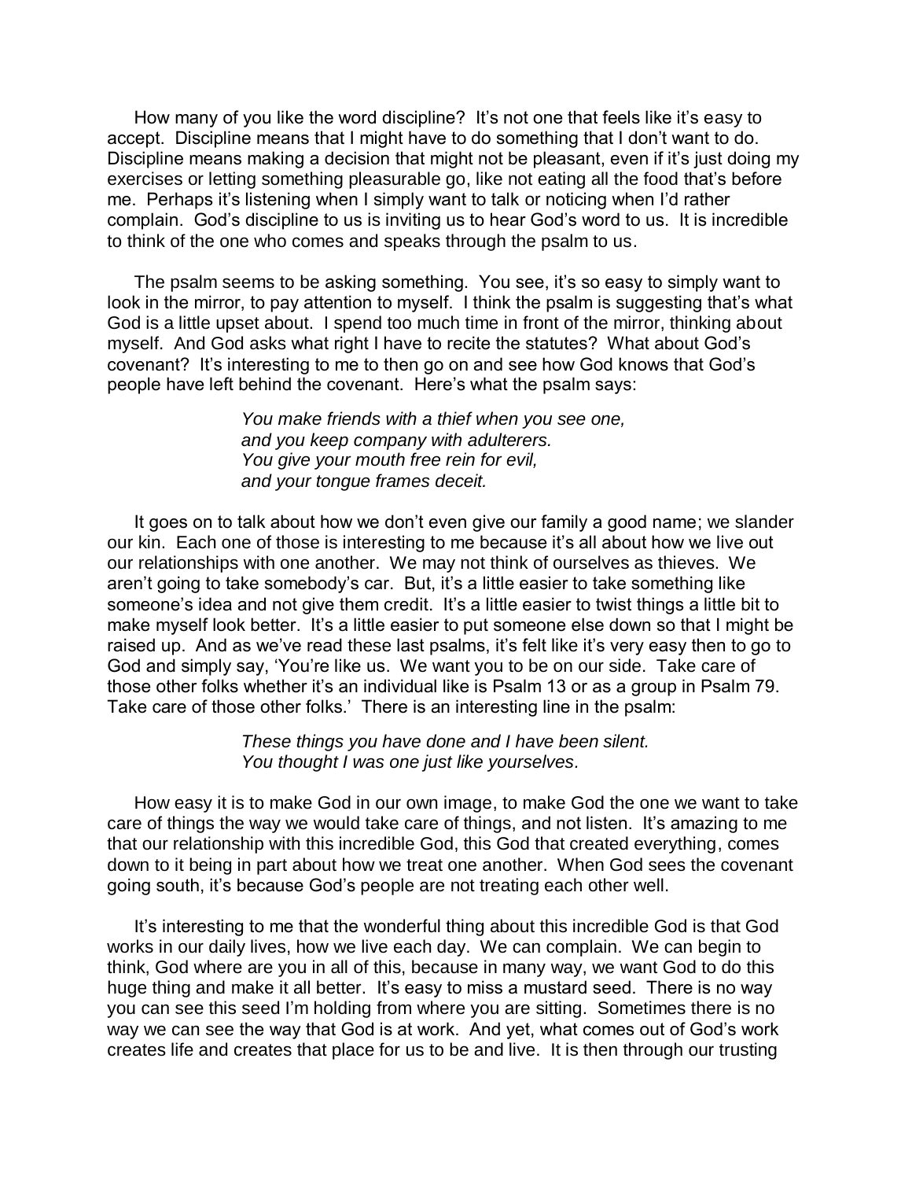How many of you like the word discipline? It's not one that feels like it's easy to accept. Discipline means that I might have to do something that I don't want to do. Discipline means making a decision that might not be pleasant, even if it's just doing my exercises or letting something pleasurable go, like not eating all the food that's before me. Perhaps it's listening when I simply want to talk or noticing when I'd rather complain. God's discipline to us is inviting us to hear God's word to us. It is incredible to think of the one who comes and speaks through the psalm to us.

The psalm seems to be asking something. You see, it's so easy to simply want to look in the mirror, to pay attention to myself. I think the psalm is suggesting that's what God is a little upset about. I spend too much time in front of the mirror, thinking about myself. And God asks what right I have to recite the statutes? What about God's covenant? It's interesting to me to then go on and see how God knows that God's people have left behind the covenant. Here's what the psalm says:

> *You make friends with a thief when you see one,*
> *and you keep company with adulterers.*
> *You give your mouth free rein for evil,*
> *and your tongue frames deceit.*

It goes on to talk about how we don't even give our family a good name; we slander our kin. Each one of those is interesting to me because it's all about how we live out our relationships with one another. We may not think of ourselves as thieves. We aren't going to take somebody's car. But, it's a little easier to take something like someone's idea and not give them credit. It's a little easier to twist things a little bit to make myself look better. It's a little easier to put someone else down so that I might be raised up. And as we've read these last psalms, it's felt like it's very easy then to go to God and simply say, 'You're like us. We want you to be on our side. Take care of those other folks whether it's an individual like is Psalm 13 or as a group in Psalm 79. Take care of those other folks.' There is an interesting line in the psalm:

> *These things you have done and I have been silent.*
> *You thought I was one just like yourselves.*

How easy it is to make God in our own image, to make God the one we want to take care of things the way we would take care of things, and not listen. It's amazing to me that our relationship with this incredible God, this God that created everything, comes down to it being in part about how we treat one another. When God sees the covenant going south, it's because God's people are not treating each other well.

It's interesting to me that the wonderful thing about this incredible God is that God works in our daily lives, how we live each day. We can complain. We can begin to think, God where are you in all of this, because in many way, we want God to do this huge thing and make it all better. It's easy to miss a mustard seed. There is no way you can see this seed I'm holding from where you are sitting. Sometimes there is no way we can see the way that God is at work. And yet, what comes out of God's work creates life and creates that place for us to be and live. It is then through our trusting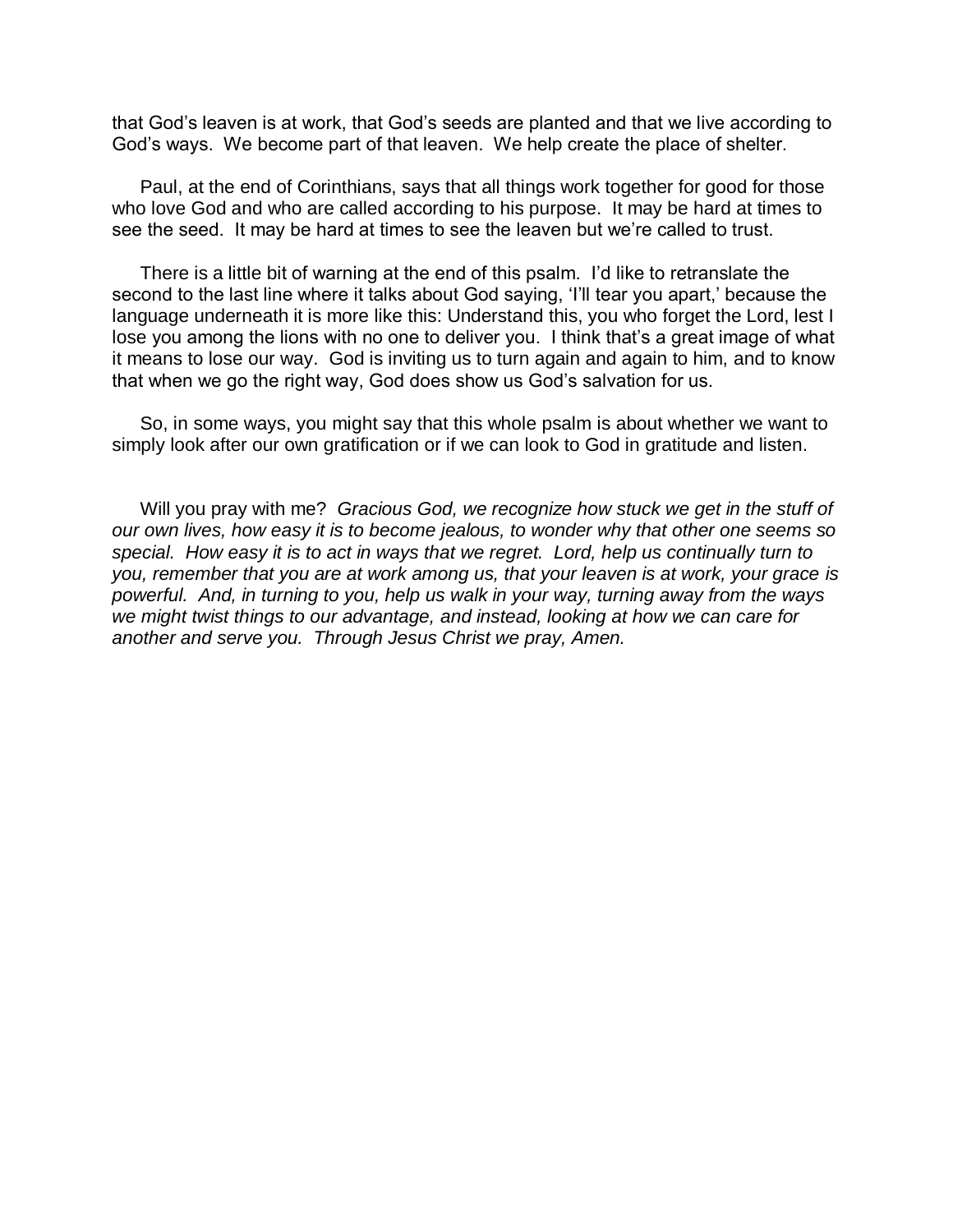that God's leaven is at work, that God's seeds are planted and that we live according to God's ways. We become part of that leaven. We help create the place of shelter.

Paul, at the end of Corinthians, says that all things work together for good for those who love God and who are called according to his purpose. It may be hard at times to see the seed. It may be hard at times to see the leaven but we're called to trust.

There is a little bit of warning at the end of this psalm. I'd like to retranslate the second to the last line where it talks about God saying, 'I'll tear you apart,' because the language underneath it is more like this: Understand this, you who forget the Lord, lest I lose you among the lions with no one to deliver you. I think that's a great image of what it means to lose our way. God is inviting us to turn again and again to him, and to know that when we go the right way, God does show us God's salvation for us.

So, in some ways, you might say that this whole psalm is about whether we want to simply look after our own gratification or if we can look to God in gratitude and listen.

Will you pray with me? *Gracious God, we recognize how stuck we get in the stuff of our own lives, how easy it is to become jealous, to wonder why that other one seems so special. How easy it is to act in ways that we regret. Lord, help us continually turn to you, remember that you are at work among us, that your leaven is at work, your grace is powerful. And, in turning to you, help us walk in your way, turning away from the ways we might twist things to our advantage, and instead, looking at how we can care for another and serve you. Through Jesus Christ we pray, Amen.*